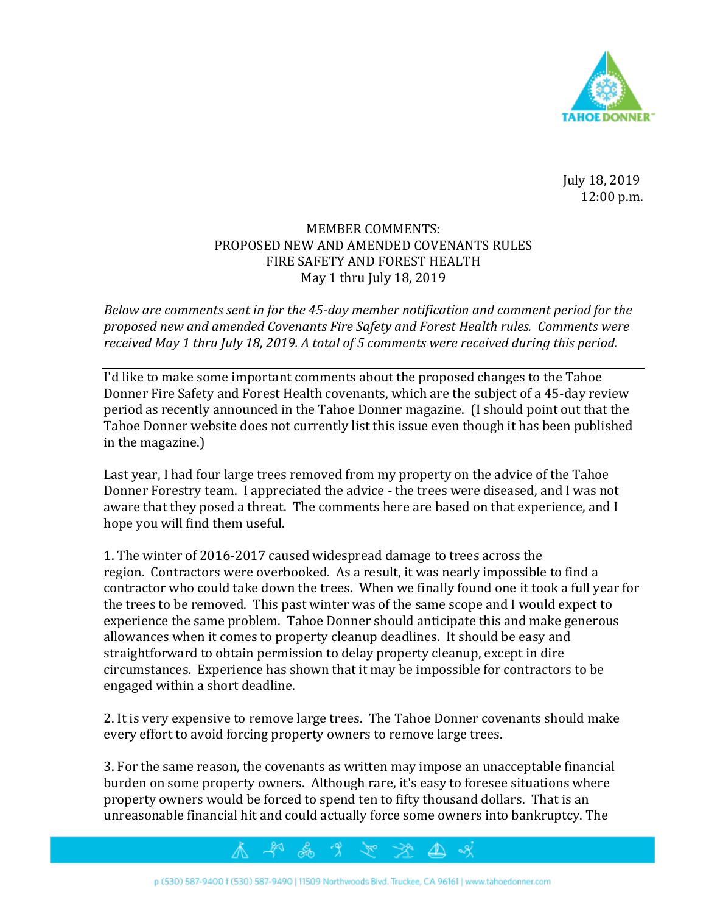July 18, 2019
12:00 p.m.

# MEMBER COMMENTS:
# PROPOSED NEW AND AMENDED COVENANTS RULES
# FIRE SAFETY AND FOREST HEALTH
# May 1 thru July 18, 2019

*Below are comments sent in for the 45-day member notification and comment period for the proposed new and amended Covenants Fire Safety and Forest Health rules. Comments were received May 1 thru July 18, 2019. A total of 5 comments were received during this period.*

---

I'd like to make some important comments about the proposed changes to the Tahoe Donner Fire Safety and Forest Health covenants, which are the subject of a 45-day review period as recently announced in the Tahoe Donner magazine. (I should point out that the Tahoe Donner website does not currently list this issue even though it has been published in the magazine.)

Last year, I had four large trees removed from my property on the advice of the Tahoe Donner Forestry team. I appreciated the advice - the trees were diseased, and I was not aware that they posed a threat. The comments here are based on that experience, and I hope you will find them useful.

1. The winter of 2016-2017 caused widespread damage to trees across the region. Contractors were overbooked. As a result, it was nearly impossible to find a contractor who could take down the trees. When we finally found one it took a full year for the trees to be removed. This past winter was of the same scope and I would expect to experience the same problem. Tahoe Donner should anticipate this and make generous allowances when it comes to property cleanup deadlines. It should be easy and straightforward to obtain permission to delay property cleanup, except in dire circumstances. Experience has shown that it may be impossible for contractors to be engaged within a short deadline.

2. It is very expensive to remove large trees. The Tahoe Donner covenants should make every effort to avoid forcing property owners to remove large trees.

3. For the same reason, the covenants as written may impose an unacceptable financial burden on some property owners. Although rare, it's easy to foresee situations where property owners would be forced to spend ten to fifty thousand dollars. That is an unreasonable financial hit and could actually force some owners into bankruptcy. The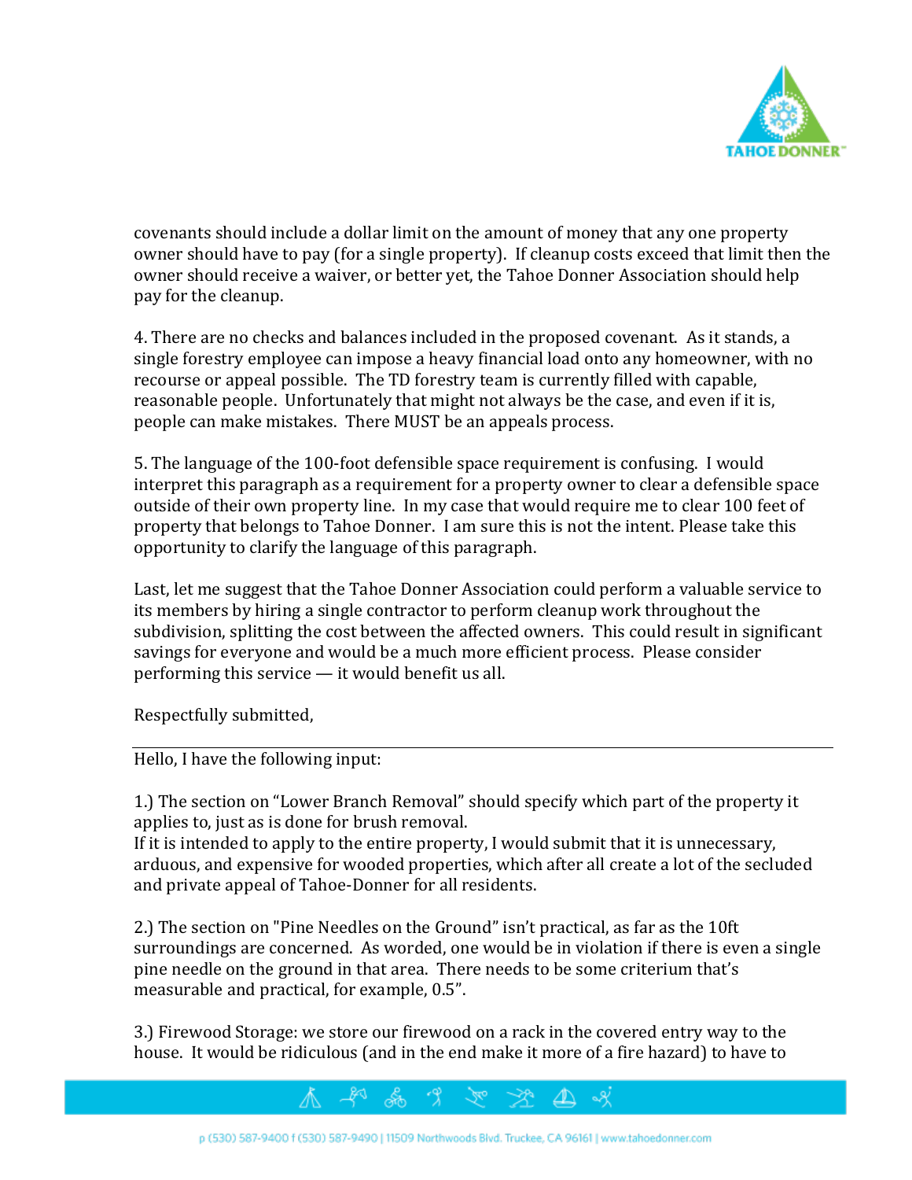covenants should include a dollar limit on the amount of money that any one property owner should have to pay (for a single property). If cleanup costs exceed that limit then the owner should receive a waiver, or better yet, the Tahoe Donner Association should help pay for the cleanup.

4. There are no checks and balances included in the proposed covenant. As it stands, a single forestry employee can impose a heavy financial load onto any homeowner, with no recourse or appeal possible. The TD forestry team is currently filled with capable, reasonable people. Unfortunately that might not always be the case, and even if it is, people can make mistakes. There MUST be an appeals process.

5. The language of the 100-foot defensible space requirement is confusing. I would interpret this paragraph as a requirement for a property owner to clear a defensible space outside of their own property line. In my case that would require me to clear 100 feet of property that belongs to Tahoe Donner. I am sure this is not the intent. Please take this opportunity to clarify the language of this paragraph.

Last, let me suggest that the Tahoe Donner Association could perform a valuable service to its members by hiring a single contractor to perform cleanup work throughout the subdivision, splitting the cost between the affected owners. This could result in significant savings for everyone and would be a much more efficient process. Please consider performing this service — it would benefit us all.

Respectfully submitted,

---

Hello, I have the following input:

1.) The section on "Lower Branch Removal" should specify which part of the property it applies to, just as is done for brush removal.
If it is intended to apply to the entire property, I would submit that it is unnecessary, arduous, and expensive for wooded properties, which after all create a lot of the secluded and private appeal of Tahoe-Donner for all residents.

2.) The section on "Pine Needles on the Ground" isn't practical, as far as the 10ft surroundings are concerned. As worded, one would be in violation if there is even a single pine needle on the ground in that area. There needs to be some criterium that's measurable and practical, for example, 0.5".

3.) Firewood Storage: we store our firewood on a rack in the covered entry way to the house. It would be ridiculous (and in the end make it more of a fire hazard) to have to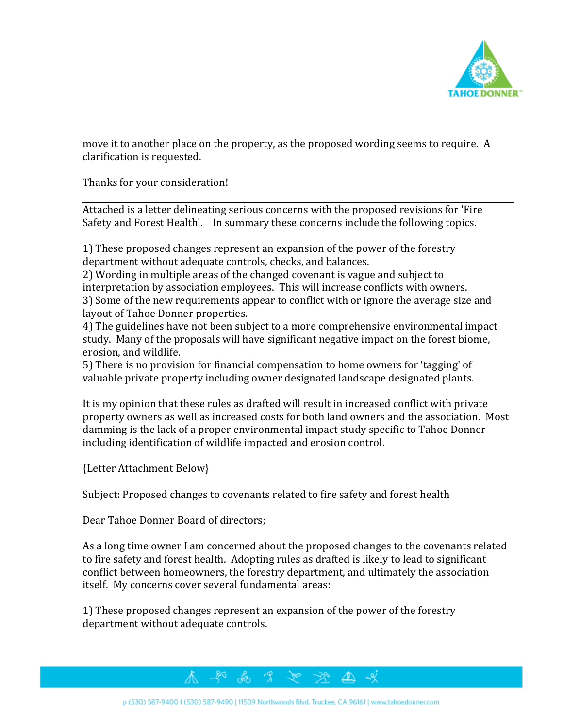move it to another place on the property, as the proposed wording seems to require. A clarification is requested.

Thanks for your consideration!

---

Attached is a letter delineating serious concerns with the proposed revisions for 'Fire Safety and Forest Health'. In summary these concerns include the following topics.

1) These proposed changes represent an expansion of the power of the forestry department without adequate controls, checks, and balances.
2) Wording in multiple areas of the changed covenant is vague and subject to interpretation by association employees. This will increase conflicts with owners.
3) Some of the new requirements appear to conflict with or ignore the average size and layout of Tahoe Donner properties.
4) The guidelines have not been subject to a more comprehensive environmental impact study. Many of the proposals will have significant negative impact on the forest biome, erosion, and wildlife.
5) There is no provision for financial compensation to home owners for 'tagging' of valuable private property including owner designated landscape designated plants.

It is my opinion that these rules as drafted will result in increased conflict with private property owners as well as increased costs for both land owners and the association. Most damming is the lack of a proper environmental impact study specific to Tahoe Donner including identification of wildlife impacted and erosion control.

{Letter Attachment Below}

Subject: Proposed changes to covenants related to fire safety and forest health

Dear Tahoe Donner Board of directors;

As a long time owner I am concerned about the proposed changes to the covenants related to fire safety and forest health. Adopting rules as drafted is likely to lead to significant conflict between homeowners, the forestry department, and ultimately the association itself. My concerns cover several fundamental areas:

1) These proposed changes represent an expansion of the power of the forestry department without adequate controls.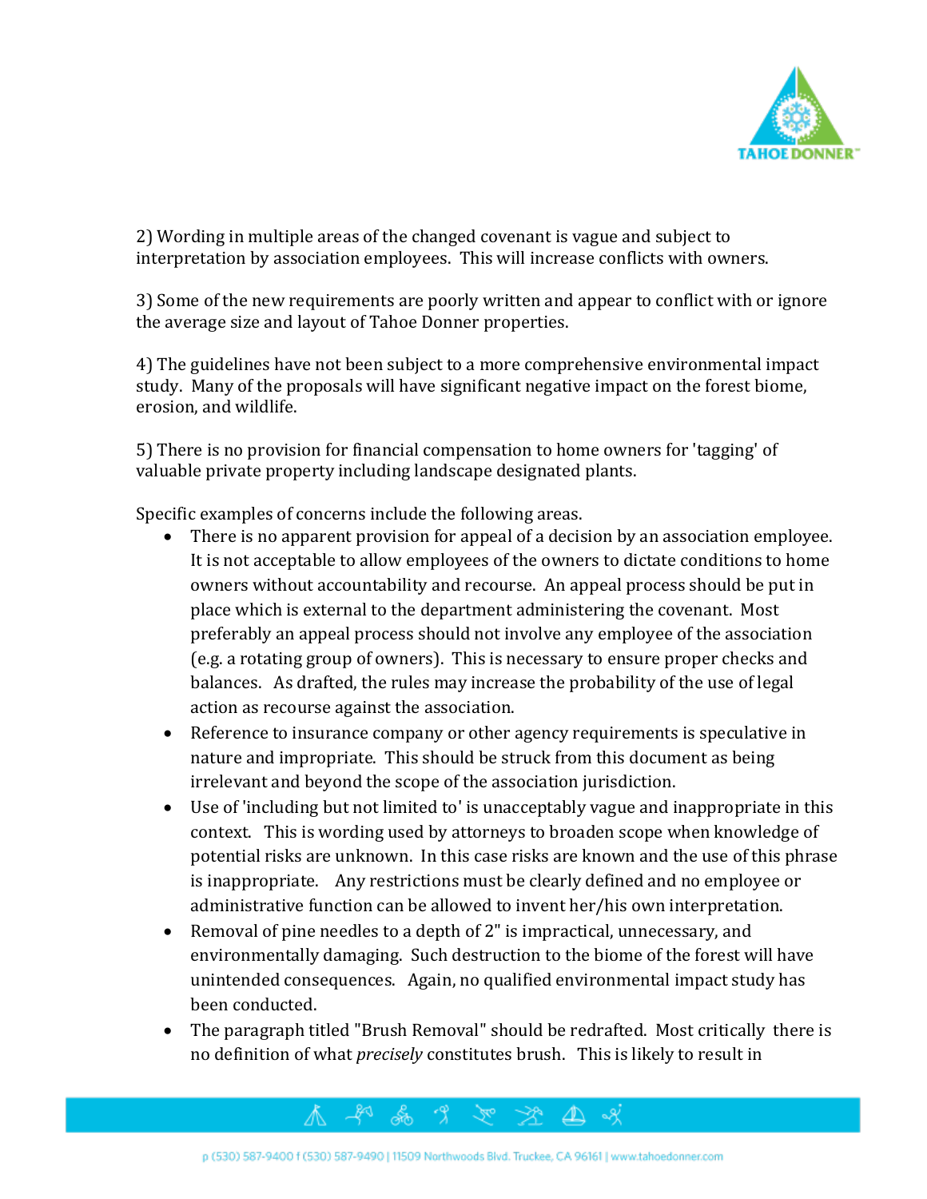2) Wording in multiple areas of the changed covenant is vague and subject to interpretation by association employees. This will increase conflicts with owners.

3) Some of the new requirements are poorly written and appear to conflict with or ignore the average size and layout of Tahoe Donner properties.

4) The guidelines have not been subject to a more comprehensive environmental impact study. Many of the proposals will have significant negative impact on the forest biome, erosion, and wildlife.

5) There is no provision for financial compensation to home owners for 'tagging' of valuable private property including landscape designated plants.

Specific examples of concerns include the following areas.

- There is no apparent provision for appeal of a decision by an association employee. It is not acceptable to allow employees of the owners to dictate conditions to home owners without accountability and recourse. An appeal process should be put in place which is external to the department administering the covenant. Most preferably an appeal process should not involve any employee of the association (e.g. a rotating group of owners). This is necessary to ensure proper checks and balances. As drafted, the rules may increase the probability of the use of legal action as recourse against the association.
- Reference to insurance company or other agency requirements is speculative in nature and impropriate. This should be struck from this document as being irrelevant and beyond the scope of the association jurisdiction.
- Use of 'including but not limited to' is unacceptably vague and inappropriate in this context. This is wording used by attorneys to broaden scope when knowledge of potential risks are unknown. In this case risks are known and the use of this phrase is inappropriate. Any restrictions must be clearly defined and no employee or administrative function can be allowed to invent her/his own interpretation.
- Removal of pine needles to a depth of 2" is impractical, unnecessary, and environmentally damaging. Such destruction to the biome of the forest will have unintended consequences. Again, no qualified environmental impact study has been conducted.
- The paragraph titled "Brush Removal" should be redrafted. Most critically there is no definition of what *precisely* constitutes brush. This is likely to result in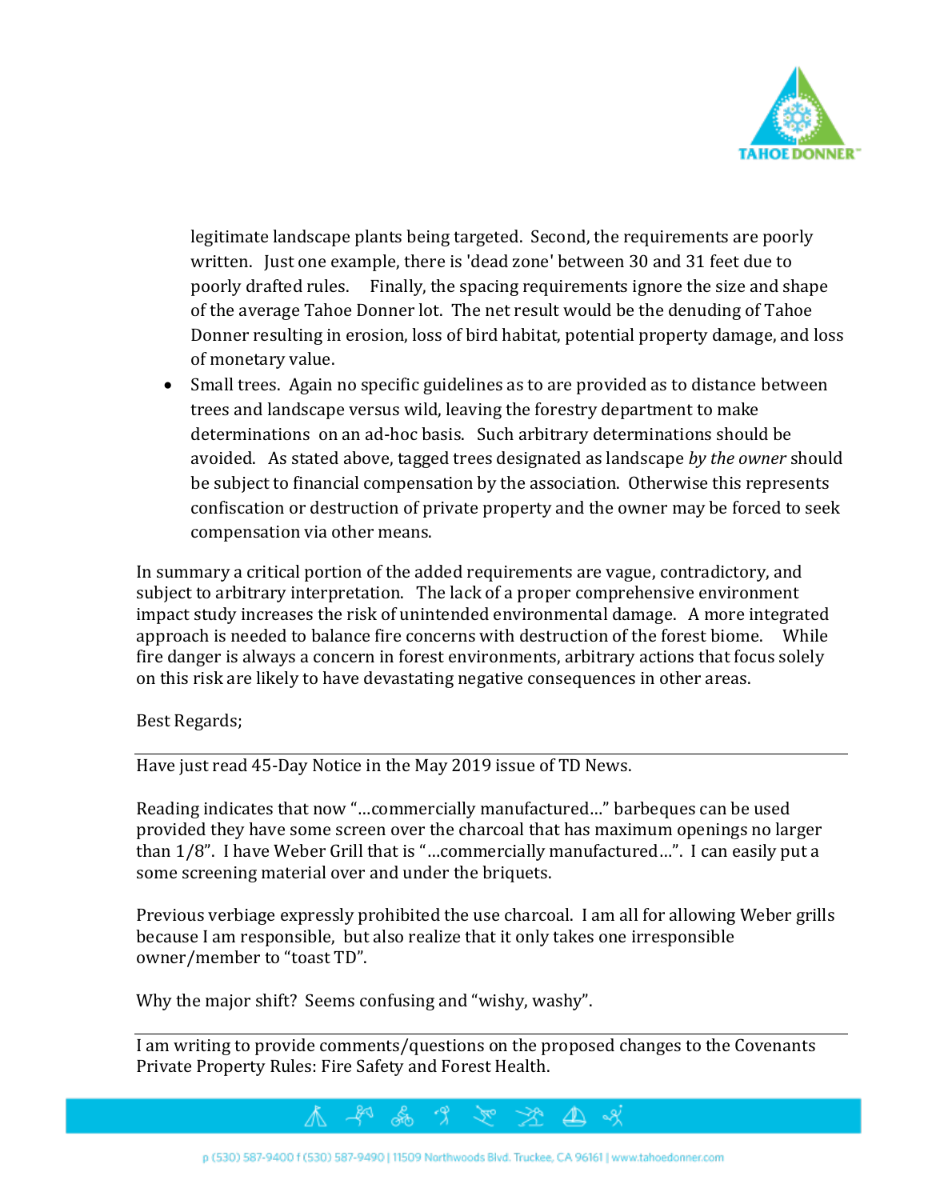legitimate landscape plants being targeted. Second, the requirements are poorly written. Just one example, there is 'dead zone' between 30 and 31 feet due to poorly drafted rules. Finally, the spacing requirements ignore the size and shape of the average Tahoe Donner lot. The net result would be the denuding of Tahoe Donner resulting in erosion, loss of bird habitat, potential property damage, and loss of monetary value.

- Small trees. Again no specific guidelines as to are provided as to distance between trees and landscape versus wild, leaving the forestry department to make determinations on an ad-hoc basis. Such arbitrary determinations should be avoided. As stated above, tagged trees designated as landscape *by the owner* should be subject to financial compensation by the association. Otherwise this represents confiscation or destruction of private property and the owner may be forced to seek compensation via other means.

In summary a critical portion of the added requirements are vague, contradictory, and subject to arbitrary interpretation. The lack of a proper comprehensive environment impact study increases the risk of unintended environmental damage. A more integrated approach is needed to balance fire concerns with destruction of the forest biome. While fire danger is always a concern in forest environments, arbitrary actions that focus solely on this risk are likely to have devastating negative consequences in other areas.

Best Regards;

---

Have just read 45-Day Notice in the May 2019 issue of TD News.

Reading indicates that now "…commercially manufactured…" barbeques can be used provided they have some screen over the charcoal that has maximum openings no larger than 1/8". I have Weber Grill that is "…commercially manufactured…". I can easily put a some screening material over and under the briquets.

Previous verbiage expressly prohibited the use charcoal. I am all for allowing Weber grills because I am responsible, but also realize that it only takes one irresponsible owner/member to "toast TD".

Why the major shift? Seems confusing and "wishy, washy".

---

I am writing to provide comments/questions on the proposed changes to the Covenants Private Property Rules: Fire Safety and Forest Health.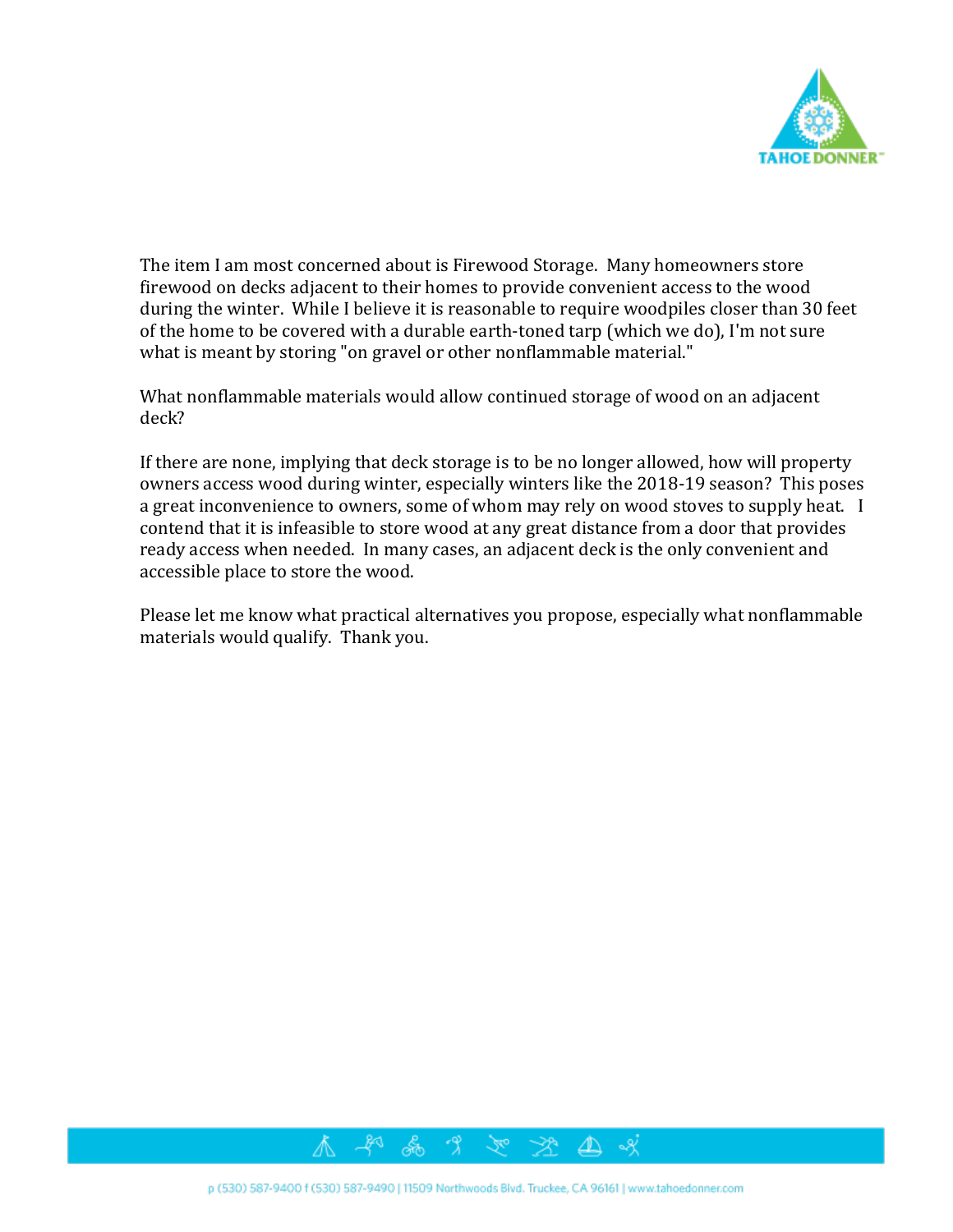The item I am most concerned about is Firewood Storage. Many homeowners store firewood on decks adjacent to their homes to provide convenient access to the wood during the winter. While I believe it is reasonable to require woodpiles closer than 30 feet of the home to be covered with a durable earth-toned tarp (which we do), I'm not sure what is meant by storing "on gravel or other nonflammable material."

What nonflammable materials would allow continued storage of wood on an adjacent deck?

If there are none, implying that deck storage is to be no longer allowed, how will property owners access wood during winter, especially winters like the 2018-19 season? This poses a great inconvenience to owners, some of whom may rely on wood stoves to supply heat. I contend that it is infeasible to store wood at any great distance from a door that provides ready access when needed. In many cases, an adjacent deck is the only convenient and accessible place to store the wood.

Please let me know what practical alternatives you propose, especially what nonflammable materials would qualify. Thank you.